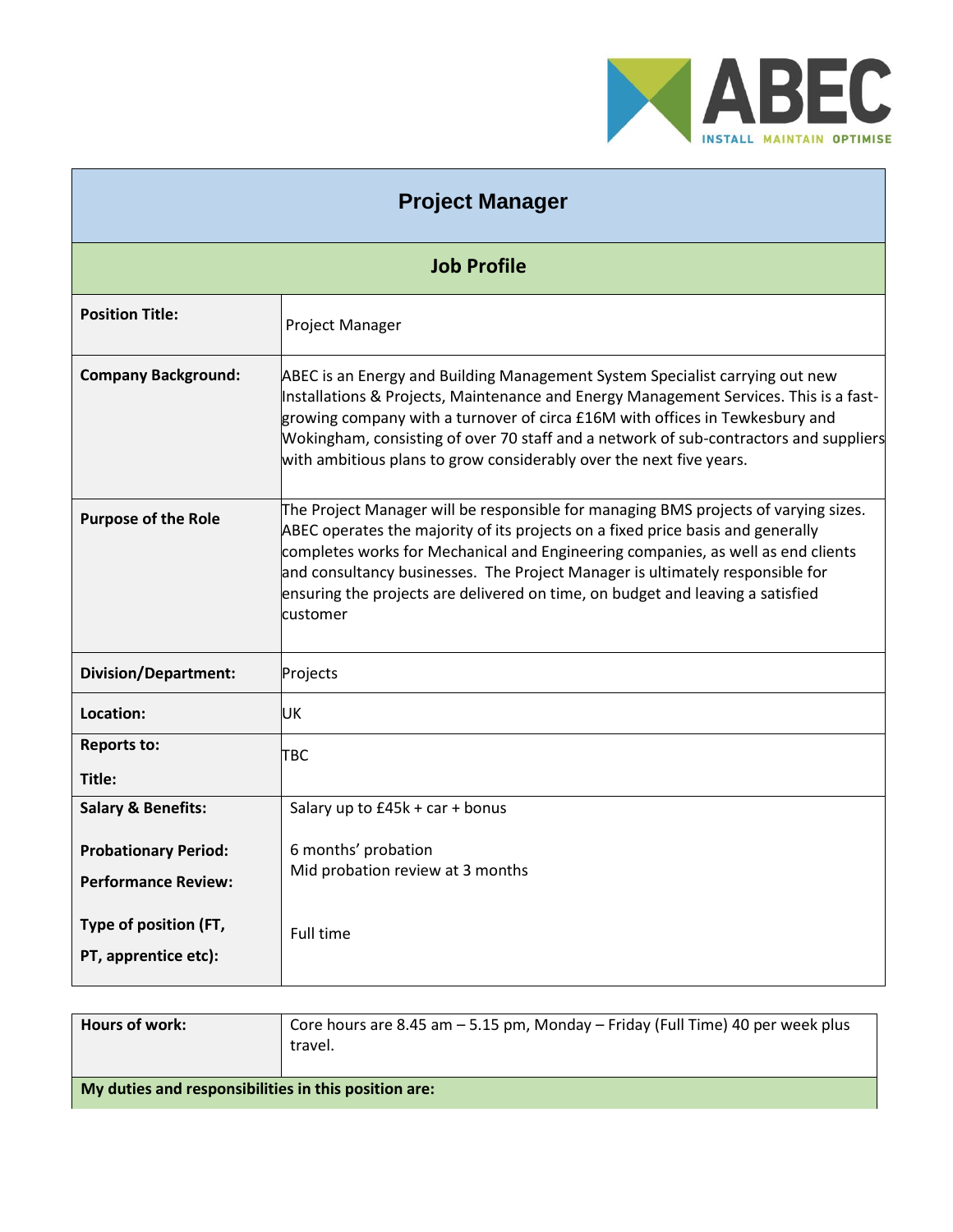# Project Manager

## Job Profile

| | |
|---|---|
| **Position Title:** | Project Manager |
| **Company Background:** | ABEC is an Energy and Building Management System Specialist carrying out new Installations & Projects, Maintenance and Energy Management Services. This is a fast-growing company with a turnover of circa £16M with offices in Tewkesbury and Wokingham, consisting of over 70 staff and a network of sub-contractors and suppliers with ambitious plans to grow considerably over the next five years. |
| **Purpose of the Role** | The Project Manager will be responsible for managing BMS projects of varying sizes. ABEC operates the majority of its projects on a fixed price basis and generally completes works for Mechanical and Engineering companies, as well as end clients and consultancy businesses. The Project Manager is ultimately responsible for ensuring the projects are delivered on time, on budget and leaving a satisfied customer |
| **Division/Department:** | Projects |
| **Location:** | UK |
| **Reports to:**<br>**Title:** | TBC |
| **Salary & Benefits:**<br><br>**Probationary Period:**<br>**Performance Review:**<br><br>**Type of position (FT, PT, apprentice etc):** | Salary up to £45k + car + bonus<br><br>6 months' probation<br>Mid probation review at 3 months<br><br>Full time |

| | |
|---|---|
| **Hours of work:** | Core hours are 8.45 am – 5.15 pm, Monday – Friday (Full Time) 40 per week plus travel. |
| **My duties and responsibilities in this position are:** | |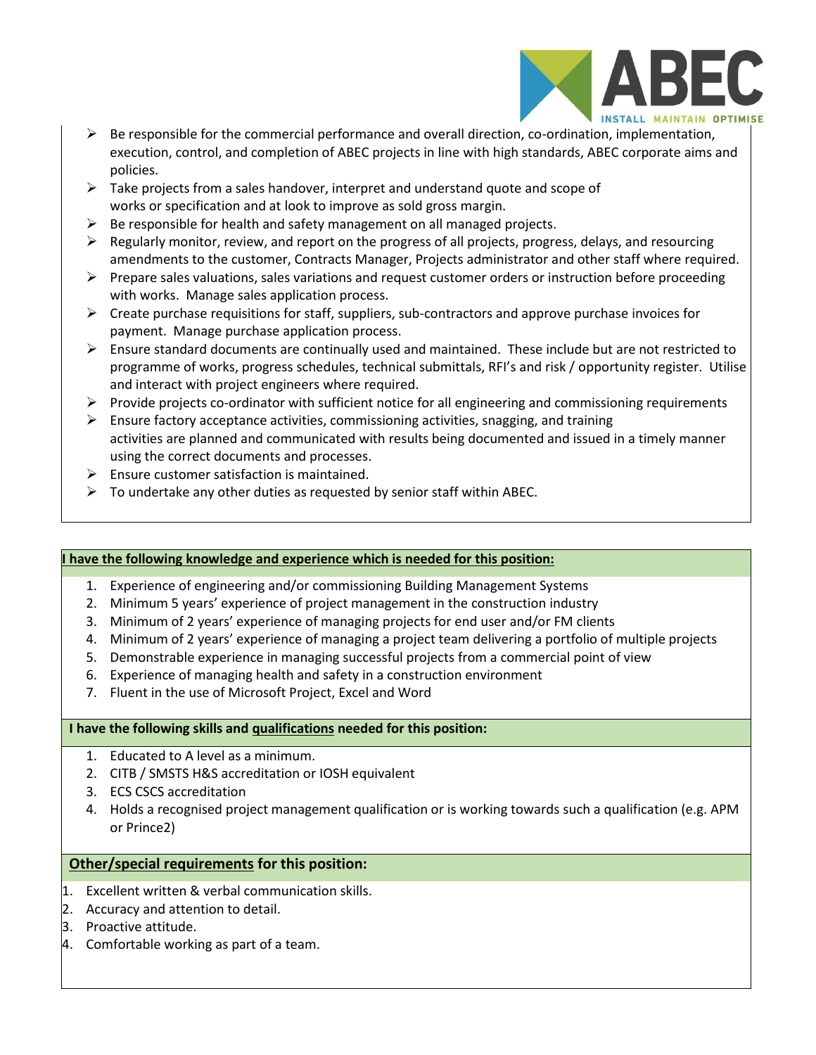- Be responsible for the commercial performance and overall direction, co-ordination, implementation, execution, control, and completion of ABEC projects in line with high standards, ABEC corporate aims and policies.
- Take projects from a sales handover, interpret and understand quote and scope of works or specification and at look to improve as sold gross margin.
- Be responsible for health and safety management on all managed projects.
- Regularly monitor, review, and report on the progress of all projects, progress, delays, and resourcing amendments to the customer, Contracts Manager, Projects administrator and other staff where required.
- Prepare sales valuations, sales variations and request customer orders or instruction before proceeding with works. Manage sales application process.
- Create purchase requisitions for staff, suppliers, sub-contractors and approve purchase invoices for payment. Manage purchase application process.
- Ensure standard documents are continually used and maintained. These include but are not restricted to programme of works, progress schedules, technical submittals, RFI's and risk / opportunity register. Utilise and interact with project engineers where required.
- Provide projects co-ordinator with sufficient notice for all engineering and commissioning requirements
- Ensure factory acceptance activities, commissioning activities, snagging, and training activities are planned and communicated with results being documented and issued in a timely manner using the correct documents and processes.
- Ensure customer satisfaction is maintained.
- To undertake any other duties as requested by senior staff within ABEC.

**I have the following knowledge and experience which is needed for this position:**

1. Experience of engineering and/or commissioning Building Management Systems
2. Minimum 5 years' experience of project management in the construction industry
3. Minimum of 2 years' experience of managing projects for end user and/or FM clients
4. Minimum of 2 years' experience of managing a project team delivering a portfolio of multiple projects
5. Demonstrable experience in managing successful projects from a commercial point of view
6. Experience of managing health and safety in a construction environment
7. Fluent in the use of Microsoft Project, Excel and Word

**I have the following skills and qualifications needed for this position:**

1. Educated to A level as a minimum.
2. CITB / SMSTS H&S accreditation or IOSH equivalent
3. ECS CSCS accreditation
4. Holds a recognised project management qualification or is working towards such a qualification (e.g. APM or Prince2)

**Other/special requirements for this position:**

1. Excellent written & verbal communication skills.
2. Accuracy and attention to detail.
3. Proactive attitude.
4. Comfortable working as part of a team.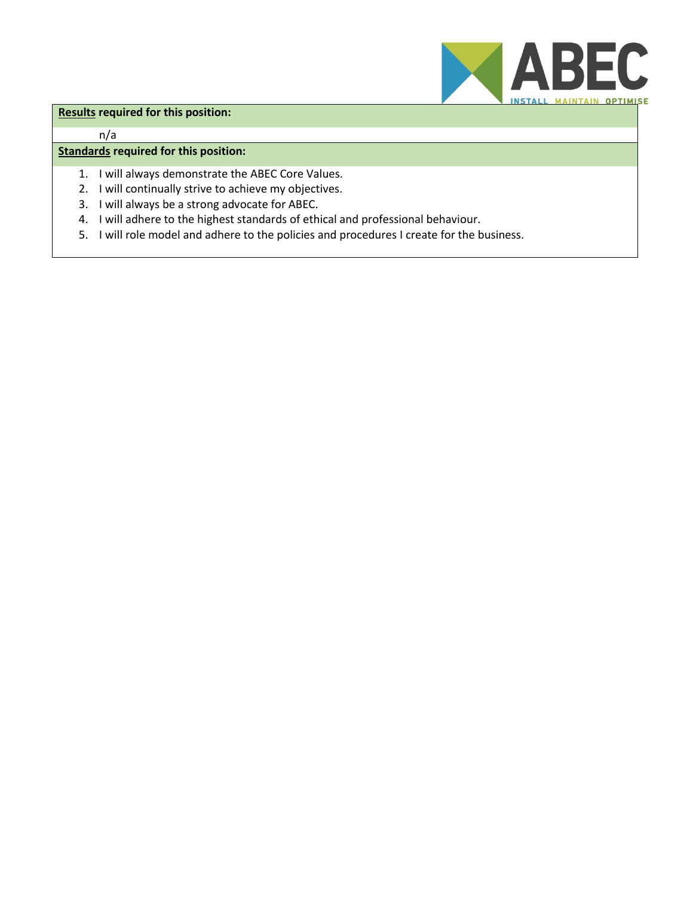**<u>Results</u> required for this position:**

n/a

**<u>Standards</u> required for this position:**

1. I will always demonstrate the ABEC Core Values.
2. I will continually strive to achieve my objectives.
3. I will always be a strong advocate for ABEC.
4. I will adhere to the highest standards of ethical and professional behaviour.
5. I will role model and adhere to the policies and procedures I create for the business.